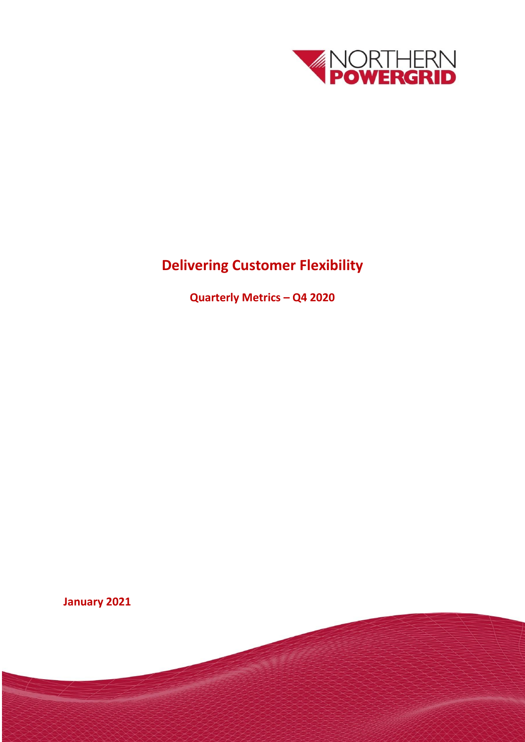# Delivering Customer Flexibility

## Quarterly Metrics – Q4 2020

**January 2021**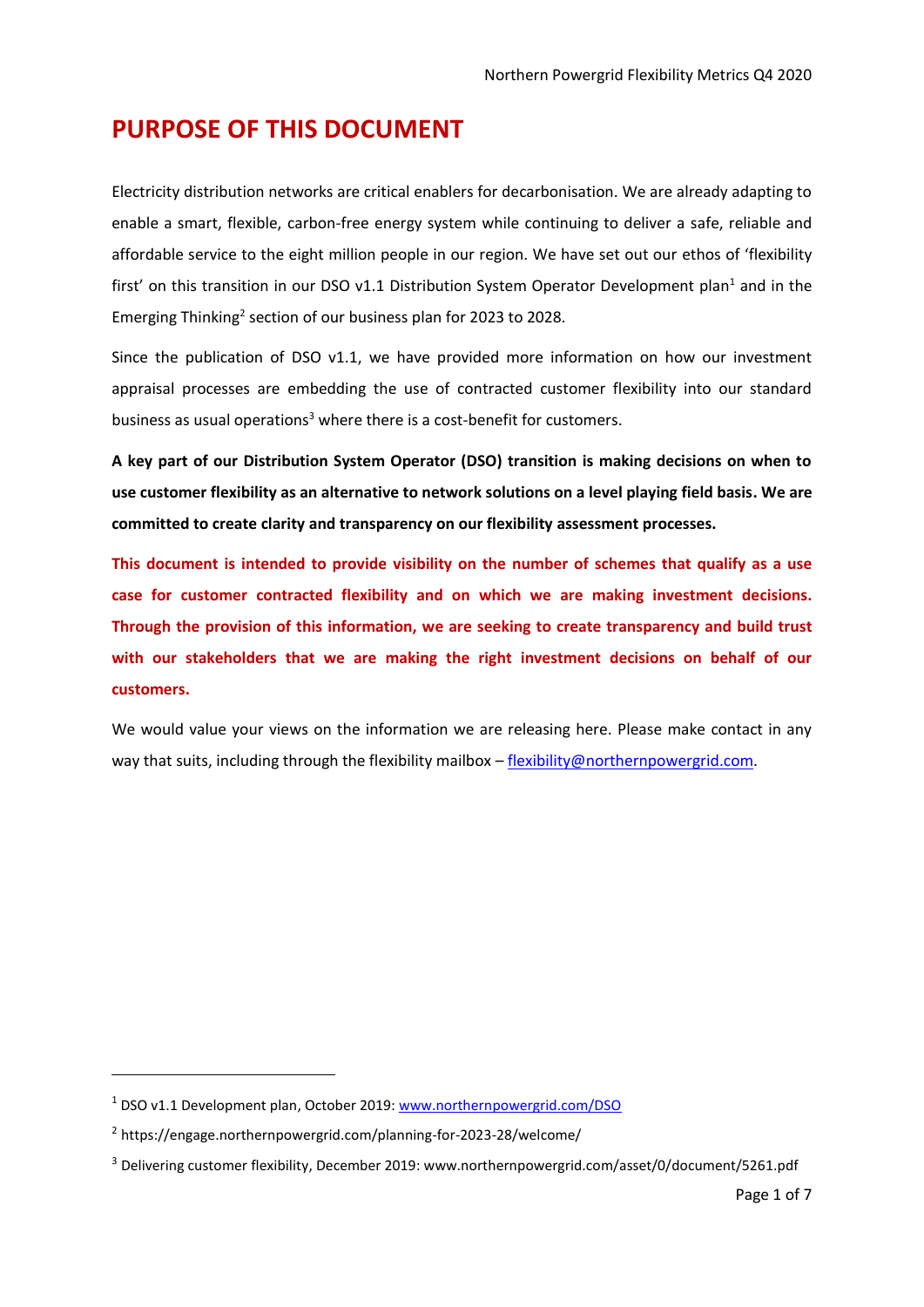# PURPOSE OF THIS DOCUMENT

Electricity distribution networks are critical enablers for decarbonisation. We are already adapting to enable a smart, flexible, carbon-free energy system while continuing to deliver a safe, reliable and affordable service to the eight million people in our region. We have set out our ethos of 'flexibility first' on this transition in our DSO v1.1 Distribution System Operator Development plan[1] and in the Emerging Thinking[2] section of our business plan for 2023 to 2028.

Since the publication of DSO v1.1, we have provided more information on how our investment appraisal processes are embedding the use of contracted customer flexibility into our standard business as usual operations[3] where there is a cost-benefit for customers.

**A key part of our Distribution System Operator (DSO) transition is making decisions on when to use customer flexibility as an alternative to network solutions on a level playing field basis. We are committed to create clarity and transparency on our flexibility assessment processes.**

**This document is intended to provide visibility on the number of schemes that qualify as a use case for customer contracted flexibility and on which we are making investment decisions. Through the provision of this information, we are seeking to create transparency and build trust with our stakeholders that we are making the right investment decisions on behalf of our customers.**

We would value your views on the information we are releasing here. Please make contact in any way that suits, including through the flexibility mailbox – [flexibility@northernpowergrid.com](mailto:flexibility@northernpowergrid.com).

---

[1] DSO v1.1 Development plan, October 2019: [www.northernpowergrid.com/DSO](http://www.northernpowergrid.com/DSO)

[2] https://engage.northernpowergrid.com/planning-for-2023-28/welcome/

[3] Delivering customer flexibility, December 2019: www.northernpowergrid.com/asset/0/document/5261.pdf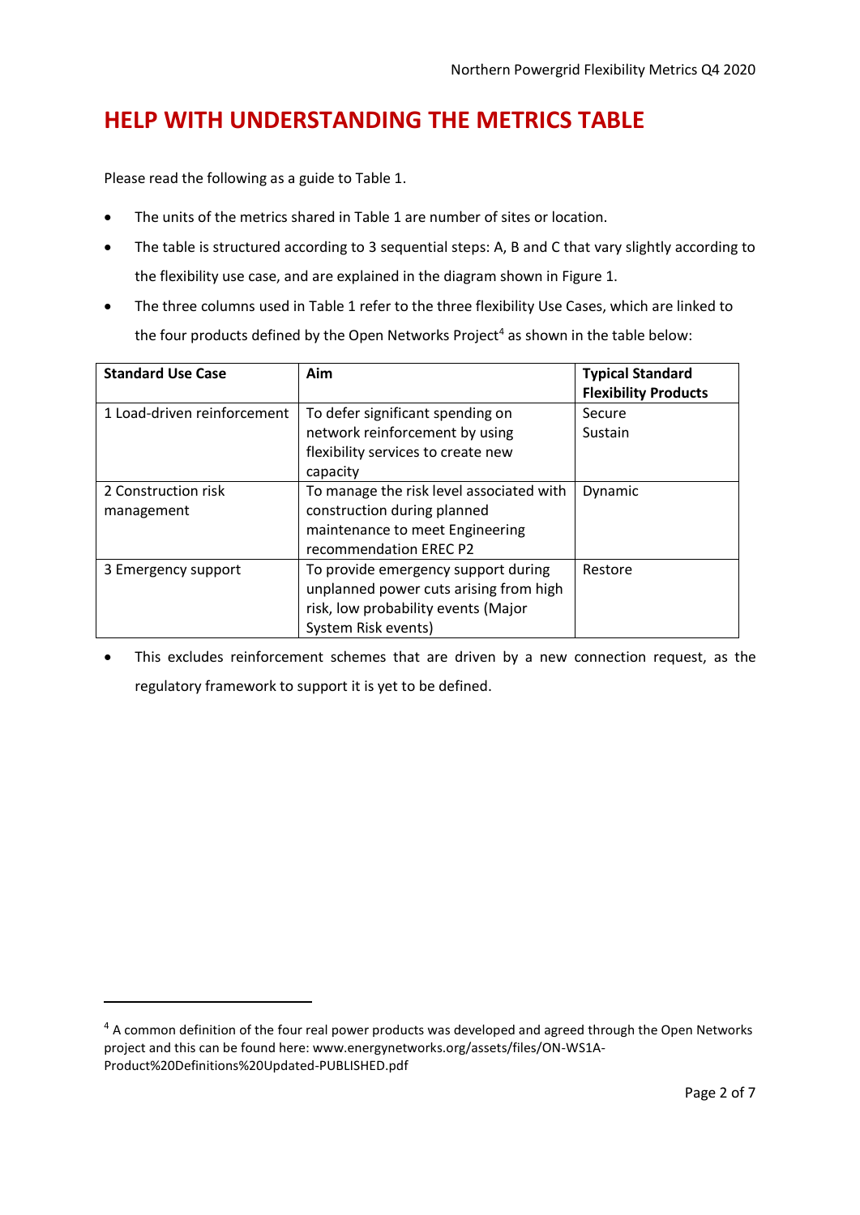# HELP WITH UNDERSTANDING THE METRICS TABLE

Please read the following as a guide to Table 1.

- The units of the metrics shared in Table 1 are number of sites or location.
- The table is structured according to 3 sequential steps: A, B and C that vary slightly according to the flexibility use case, and are explained in the diagram shown in Figure 1.
- The three columns used in Table 1 refer to the three flexibility Use Cases, which are linked to the four products defined by the Open Networks Project[4] as shown in the table below:

| **Standard Use Case** | **Aim** | **Typical Standard Flexibility Products** |
|---|---|---|
| 1 Load-driven reinforcement | To defer significant spending on network reinforcement by using flexibility services to create new capacity | Secure<br>Sustain |
| 2 Construction risk management | To manage the risk level associated with construction during planned maintenance to meet Engineering recommendation EREC P2 | Dynamic |
| 3 Emergency support | To provide emergency support during unplanned power cuts arising from high risk, low probability events (Major System Risk events) | Restore |

- This excludes reinforcement schemes that are driven by a new connection request, as the regulatory framework to support it is yet to be defined.

[4] A common definition of the four real power products was developed and agreed through the Open Networks project and this can be found here: www.energynetworks.org/assets/files/ON-WS1A-Product%20Definitions%20Updated-PUBLISHED.pdf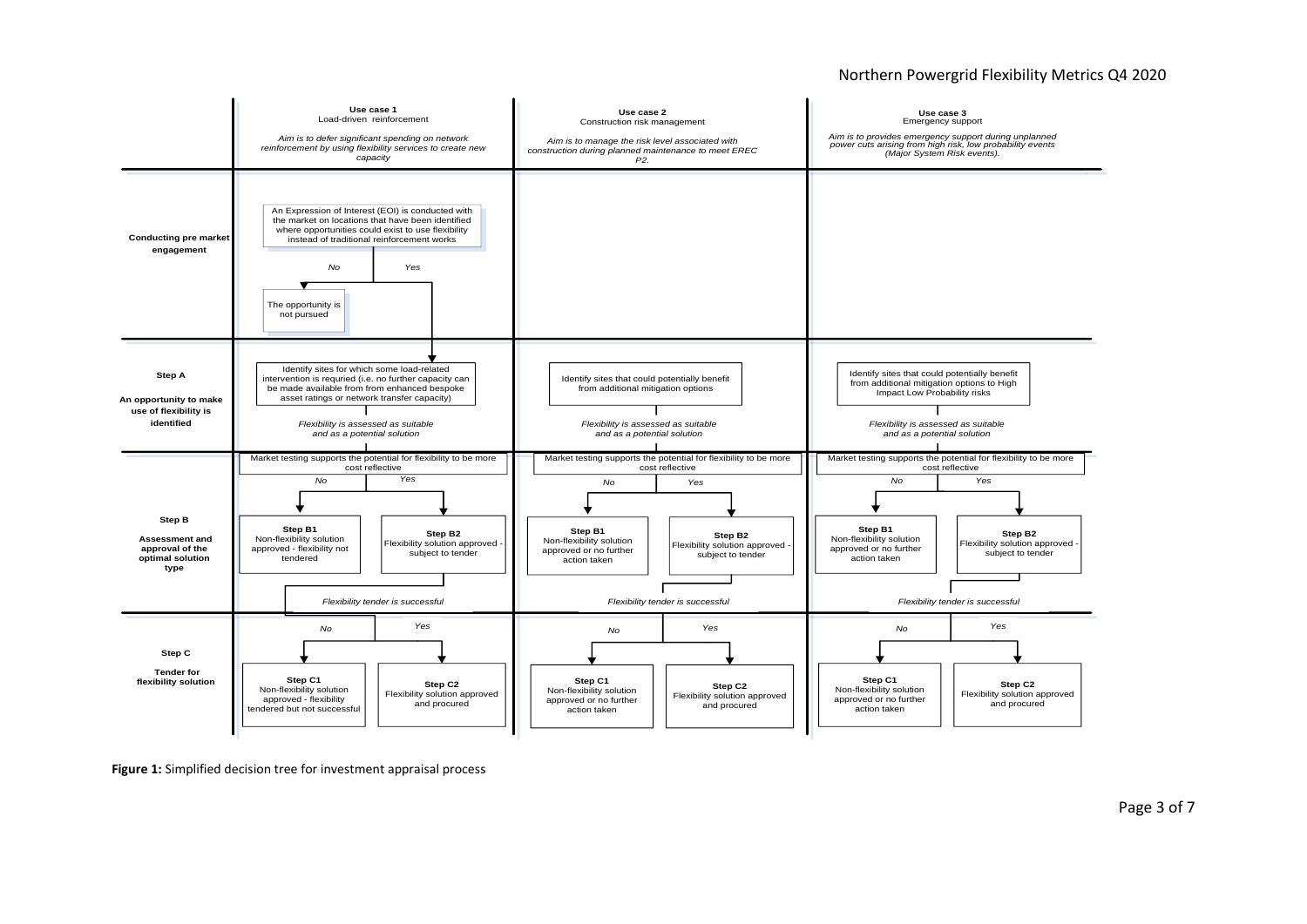| | Use case 1<br>Load-driven reinforcement<br>*Aim is to defer significant spending on network reinforcement by using flexibility services to create new capacity* | Use case 2<br>Construction risk management<br>*Aim is to manage the risk level associated with construction during planned maintenance to meet EREC P2.* | Use case 3<br>Emergency support<br>*Aim is to provides emergency support during unplanned power cuts arising from high risk, low probability events (Major System Risk events).* |
|---|---|---|---|
| **Conducting pre market engagement** | An Expression of Interest (EOI) is conducted with the market on locations that have been identified where opportunities could exist to use flexibility instead of traditional reinforcement works<br>*No* → The opportunity is not pursued<br>*Yes* → Step A | | |
| **Step A**<br>**An opportunity to make use of flexibility is identified** | Identify sites for which some load-related intervention is requried (i.e. no further capacity can be made available from from enhanced bespoke asset ratings or network transfer capacity)<br>*Flexibility is assessed as suitable and as a potential solution* | Identify sites that could potentially benefit from additional mitigation options<br>*Flexibility is assessed as suitable and as a potential solution* | Identify sites that could potentially benefit from additional mitigation options to High Impact Low Probability risks<br>*Flexibility is assessed as suitable and as a potential solution* |
| **Step B**<br>**Assessment and approval of the optimal solution type** | Market testing supports the potential for flexibility to be more cost reflective<br>*No* → **Step B1** Non-flexibility solution approved - flexibility not tendered<br>*Yes* → **Step B2** Flexibility solution approved - subject to tender<br>*Flexibility tender is successful* | Market testing supports the potential for flexibility to be more cost reflective<br>*No* → **Step B1** Non-flexibility solution approved or no further action taken<br>*Yes* → **Step B2** Flexibility solution approved - subject to tender<br>*Flexibility tender is successful* | Market testing supports the potential for flexibility to be more cost reflective<br>*No* → **Step B1** Non-flexibility solution approved or no further action taken<br>*Yes* → **Step B2** Flexibility solution approved - subject to tender<br>*Flexibility tender is successful* |
| **Step C**<br>**Tender for flexibility solution** | *No* → **Step C1** Non-flexibility solution approved - flexibility tendered but not successful<br>*Yes* → **Step C2** Flexibility solution approved and procured | *No* → **Step C1** Non-flexibility solution approved or no further action taken<br>*Yes* → **Step C2** Flexibility solution approved and procured | *No* → **Step C1** Non-flexibility solution approved or no further action taken<br>*Yes* → **Step C2** Flexibility solution approved and procured |

**Figure 1:** Simplified decision tree for investment appraisal process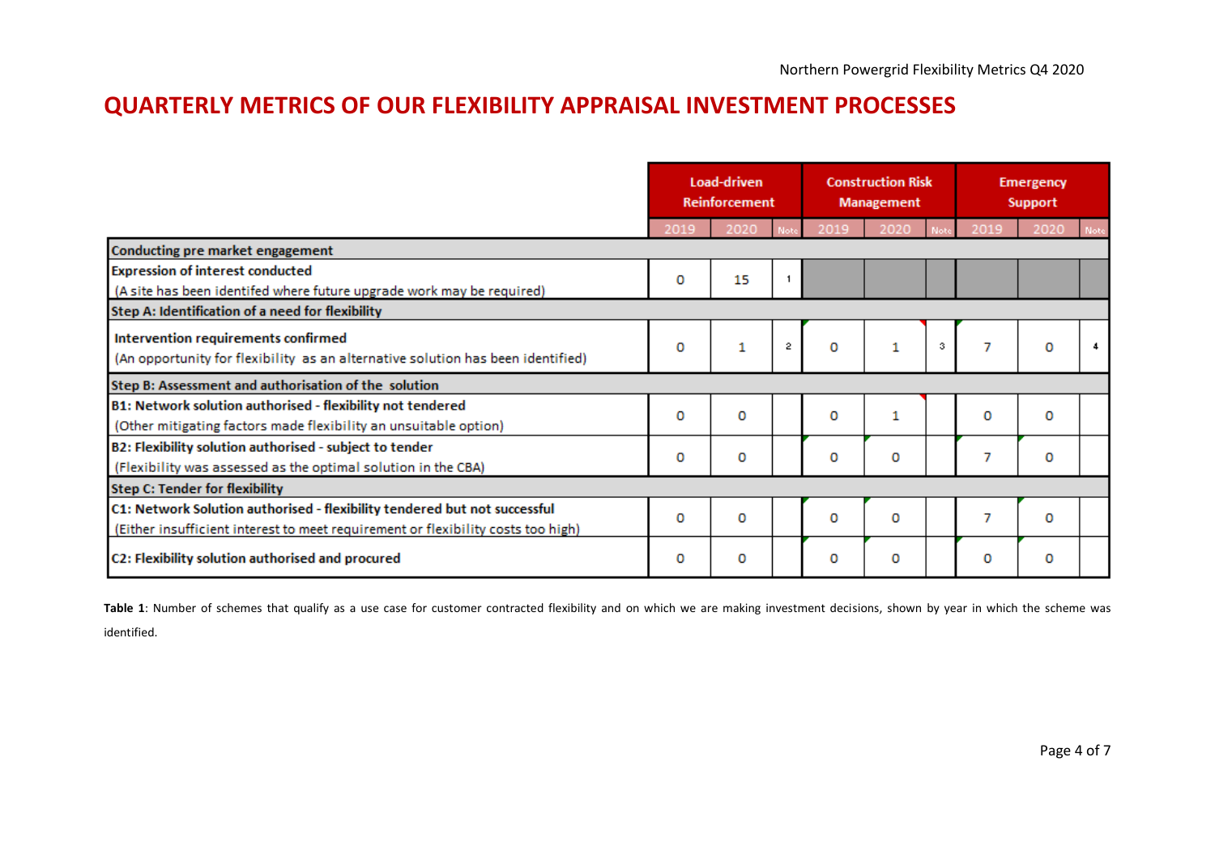# QUARTERLY METRICS OF OUR FLEXIBILITY APPRAISAL INVESTMENT PROCESSES

| | Load-driven Reinforcement | | | Construction Risk Management | | | Emergency Support | | |
|---|---|---|---|---|---|---|---|---|---|
| | 2019 | 2020 | Note | 2019 | 2020 | Note | 2019 | 2020 | Note |
| **Conducting pre market engagement** | | | | | | | | | |
| **Expression of interest conducted** (A site has been identifed where future upgrade work may be required) | 0 | 15 | 1 | | | | | | |
| **Step A: Identification of a need for flexibility** | | | | | | | | | |
| **Intervention requirements confirmed** (An opportunity for flexibility as an alternative solution has been identified) | 0 | 1 | 2 | 0 | 1 | 3 | 7 | 0 | 4 |
| **Step B: Assessment and authorisation of the solution** | | | | | | | | | |
| **B1: Network solution authorised - flexibility not tendered** (Other mitigating factors made flexibility an unsuitable option) | 0 | 0 | | 0 | 1 | | 0 | 0 | |
| **B2: Flexibility solution authorised - subject to tender** (Flexibility was assessed as the optimal solution in the CBA) | 0 | 0 | | 0 | 0 | | 7 | 0 | |
| **Step C: Tender for flexibility** | | | | | | | | | |
| **C1: Network Solution authorised - flexibility tendered but not successful** (Either insufficient interest to meet requirement or flexibility costs too high) | 0 | 0 | | 0 | 0 | | 7 | 0 | |
| **C2: Flexibility solution authorised and procured** | 0 | 0 | | 0 | 0 | | 0 | 0 | |

**Table 1**: Number of schemes that qualify as a use case for customer contracted flexibility and on which we are making investment decisions, shown by year in which the scheme was identified.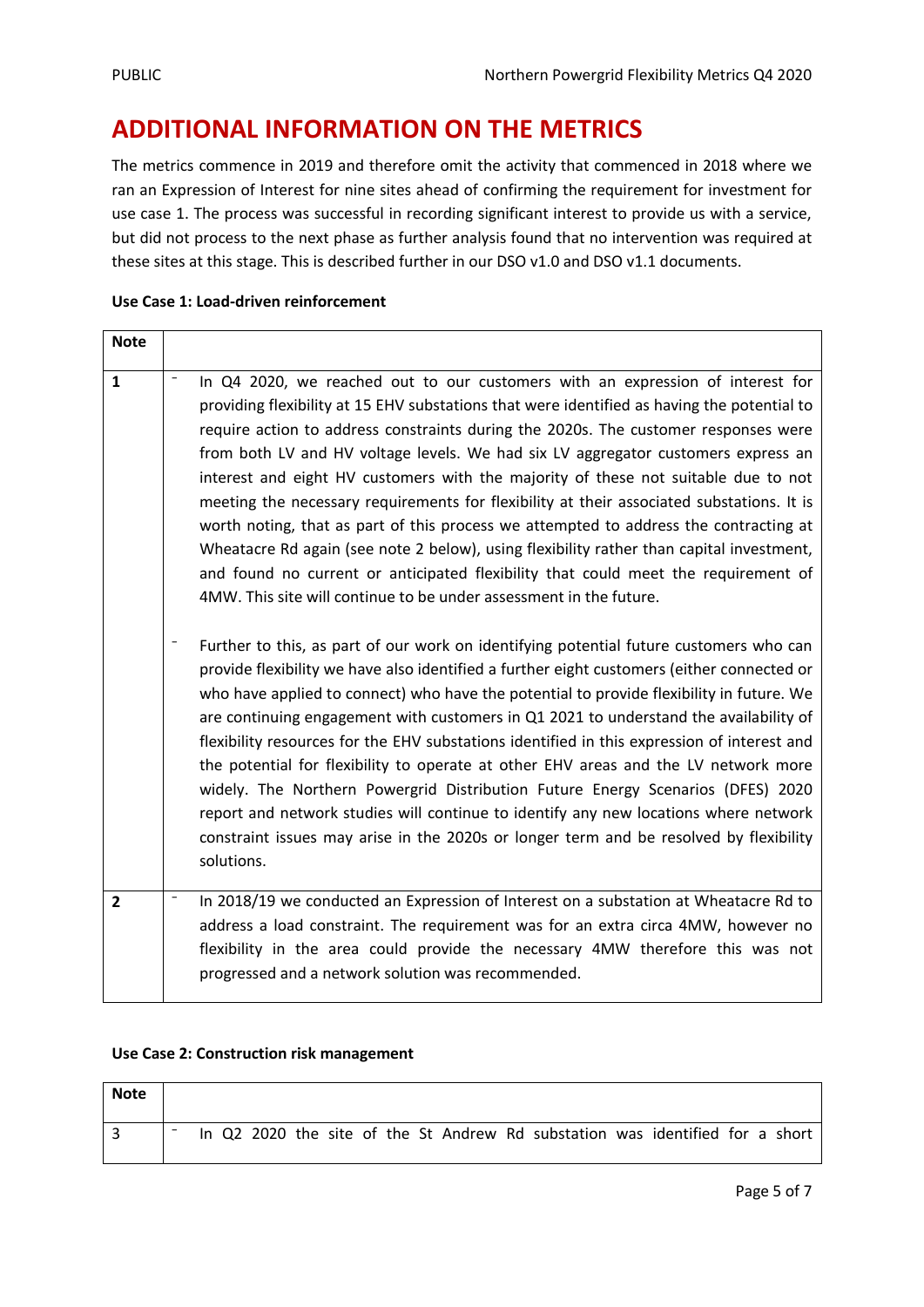# ADDITIONAL INFORMATION ON THE METRICS

The metrics commence in 2019 and therefore omit the activity that commenced in 2018 where we ran an Expression of Interest for nine sites ahead of confirming the requirement for investment for use case 1. The process was successful in recording significant interest to provide us with a service, but did not process to the next phase as further analysis found that no intervention was required at these sites at this stage. This is described further in our DSO v1.0 and DSO v1.1 documents.

**Use Case 1: Load-driven reinforcement**

| Note | |
|---|---|
| 1 | - In Q4 2020, we reached out to our customers with an expression of interest for providing flexibility at 15 EHV substations that were identified as having the potential to require action to address constraints during the 2020s. The customer responses were from both LV and HV voltage levels. We had six LV aggregator customers express an interest and eight HV customers with the majority of these not suitable due to not meeting the necessary requirements for flexibility at their associated substations. It is worth noting, that as part of this process we attempted to address the contracting at Wheatacre Rd again (see note 2 below), using flexibility rather than capital investment, and found no current or anticipated flexibility that could meet the requirement of 4MW. This site will continue to be under assessment in the future.<br><br>- Further to this, as part of our work on identifying potential future customers who can provide flexibility we have also identified a further eight customers (either connected or who have applied to connect) who have the potential to provide flexibility in future. We are continuing engagement with customers in Q1 2021 to understand the availability of flexibility resources for the EHV substations identified in this expression of interest and the potential for flexibility to operate at other EHV areas and the LV network more widely. The Northern Powergrid Distribution Future Energy Scenarios (DFES) 2020 report and network studies will continue to identify any new locations where network constraint issues may arise in the 2020s or longer term and be resolved by flexibility solutions. |
| 2 | - In 2018/19 we conducted an Expression of Interest on a substation at Wheatacre Rd to address a load constraint. The requirement was for an extra circa 4MW, however no flexibility in the area could provide the necessary 4MW therefore this was not progressed and a network solution was recommended. |

**Use Case 2: Construction risk management**

| Note | |
|---|---|
| 3 | - In Q2 2020 the site of the St Andrew Rd substation was identified for a short |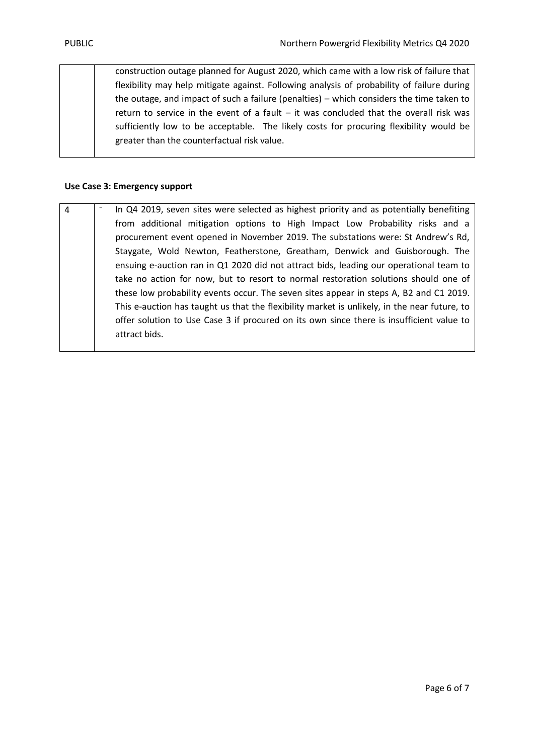| | |
|---|---|
| | construction outage planned for August 2020, which came with a low risk of failure that flexibility may help mitigate against. Following analysis of probability of failure during the outage, and impact of such a failure (penalties) – which considers the time taken to return to service in the event of a fault – it was concluded that the overall risk was sufficiently low to be acceptable. The likely costs for procuring flexibility would be greater than the counterfactual risk value. |

**Use Case 3: Emergency support**

| | |
|---|---|
| 4 | - In Q4 2019, seven sites were selected as highest priority and as potentially benefiting from additional mitigation options to High Impact Low Probability risks and a procurement event opened in November 2019. The substations were: St Andrew's Rd, Staygate, Wold Newton, Featherstone, Greatham, Denwick and Guisborough. The ensuing e-auction ran in Q1 2020 did not attract bids, leading our operational team to take no action for now, but to resort to normal restoration solutions should one of these low probability events occur. The seven sites appear in steps A, B2 and C1 2019. This e-auction has taught us that the flexibility market is unlikely, in the near future, to offer solution to Use Case 3 if procured on its own since there is insufficient value to attract bids. |